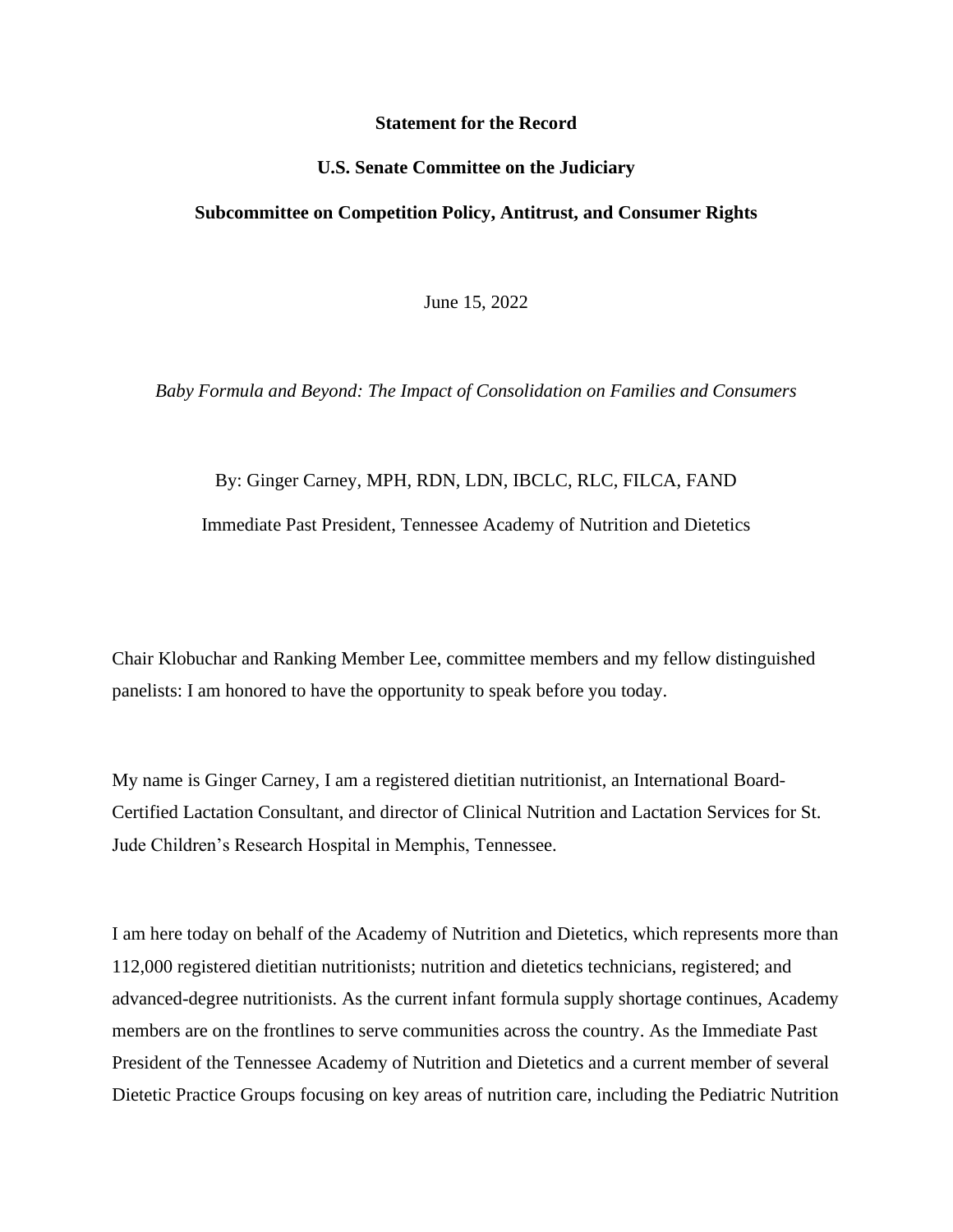**Statement for the Record**

**U.S. Senate Committee on the Judiciary**

**Subcommittee on Competition Policy, Antitrust, and Consumer Rights**

June 15, 2022

*Baby Formula and Beyond: The Impact of Consolidation on Families and Consumers*

By: Ginger Carney, MPH, RDN, LDN, IBCLC, RLC, FILCA, FAND

Immediate Past President, Tennessee Academy of Nutrition and Dietetics

Chair Klobuchar and Ranking Member Lee, committee members and my fellow distinguished panelists: I am honored to have the opportunity to speak before you today.

My name is Ginger Carney, I am a registered dietitian nutritionist, an International Board-Certified Lactation Consultant, and director of Clinical Nutrition and Lactation Services for St. Jude Children's Research Hospital in Memphis, Tennessee.

I am here today on behalf of the Academy of Nutrition and Dietetics, which represents more than 112,000 registered dietitian nutritionists; nutrition and dietetics technicians, registered; and advanced-degree nutritionists. As the current infant formula supply shortage continues, Academy members are on the frontlines to serve communities across the country. As the Immediate Past President of the Tennessee Academy of Nutrition and Dietetics and a current member of several Dietetic Practice Groups focusing on key areas of nutrition care, including the Pediatric Nutrition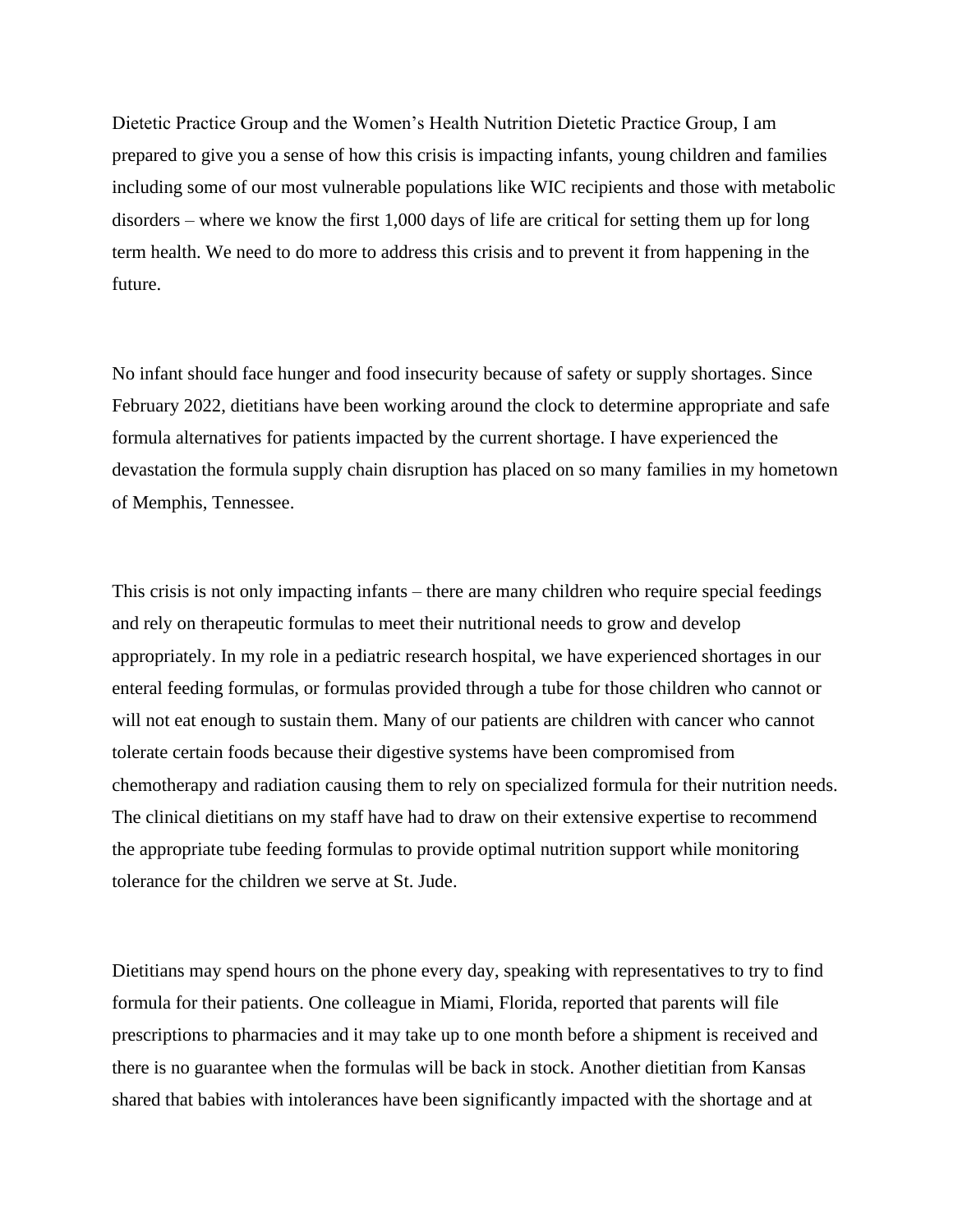Dietetic Practice Group and the Women's Health Nutrition Dietetic Practice Group, I am prepared to give you a sense of how this crisis is impacting infants, young children and families including some of our most vulnerable populations like WIC recipients and those with metabolic disorders – where we know the first 1,000 days of life are critical for setting them up for long term health. We need to do more to address this crisis and to prevent it from happening in the future.

No infant should face hunger and food insecurity because of safety or supply shortages. Since February 2022, dietitians have been working around the clock to determine appropriate and safe formula alternatives for patients impacted by the current shortage. I have experienced the devastation the formula supply chain disruption has placed on so many families in my hometown of Memphis, Tennessee.

This crisis is not only impacting infants – there are many children who require special feedings and rely on therapeutic formulas to meet their nutritional needs to grow and develop appropriately. In my role in a pediatric research hospital, we have experienced shortages in our enteral feeding formulas, or formulas provided through a tube for those children who cannot or will not eat enough to sustain them. Many of our patients are children with cancer who cannot tolerate certain foods because their digestive systems have been compromised from chemotherapy and radiation causing them to rely on specialized formula for their nutrition needs. The clinical dietitians on my staff have had to draw on their extensive expertise to recommend the appropriate tube feeding formulas to provide optimal nutrition support while monitoring tolerance for the children we serve at St. Jude.

Dietitians may spend hours on the phone every day, speaking with representatives to try to find formula for their patients. One colleague in Miami, Florida, reported that parents will file prescriptions to pharmacies and it may take up to one month before a shipment is received and there is no guarantee when the formulas will be back in stock. Another dietitian from Kansas shared that babies with intolerances have been significantly impacted with the shortage and at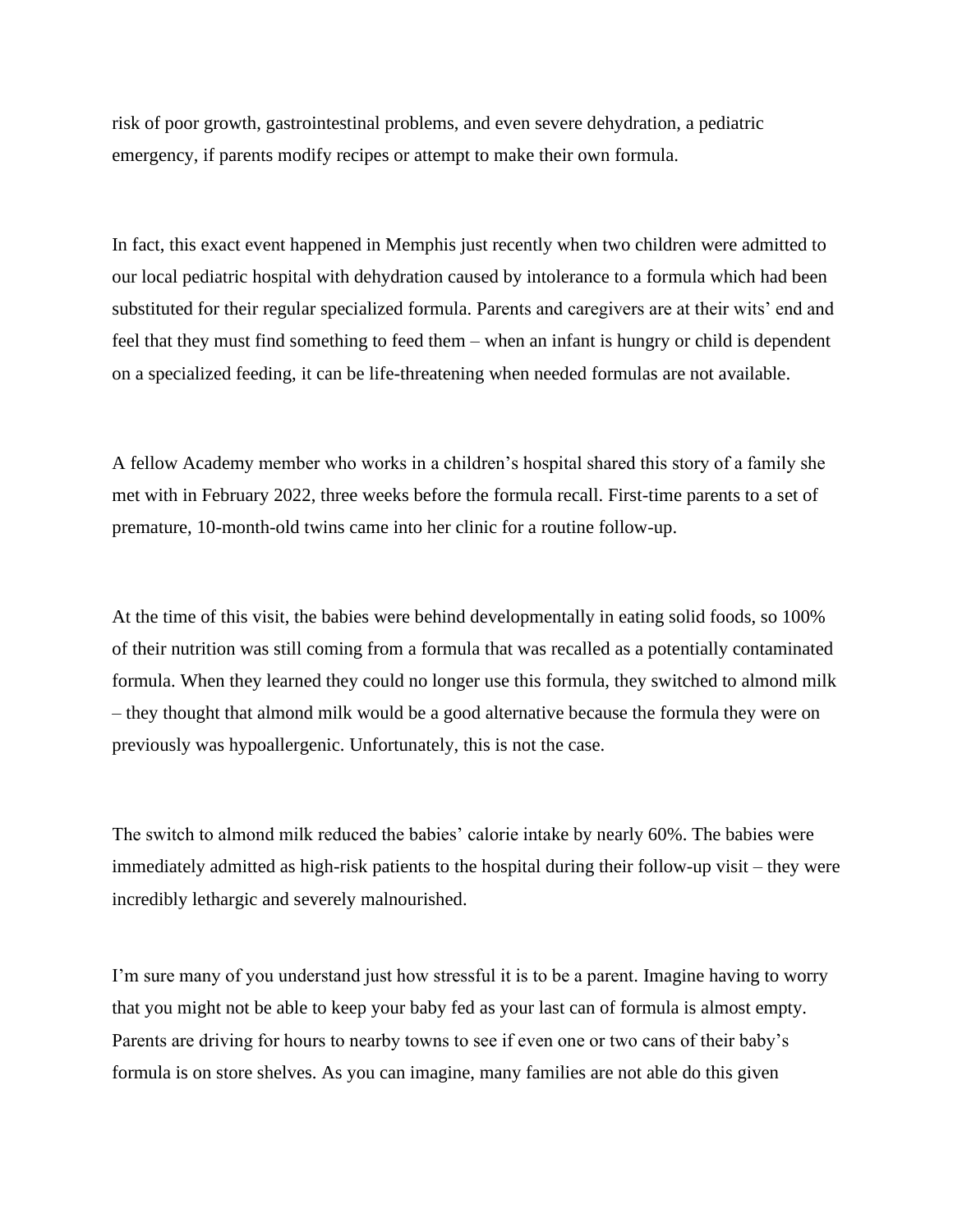risk of poor growth, gastrointestinal problems, and even severe dehydration, a pediatric emergency, if parents modify recipes or attempt to make their own formula.

In fact, this exact event happened in Memphis just recently when two children were admitted to our local pediatric hospital with dehydration caused by intolerance to a formula which had been substituted for their regular specialized formula. Parents and caregivers are at their wits' end and feel that they must find something to feed them – when an infant is hungry or child is dependent on a specialized feeding, it can be life-threatening when needed formulas are not available.

A fellow Academy member who works in a children's hospital shared this story of a family she met with in February 2022, three weeks before the formula recall. First-time parents to a set of premature, 10-month-old twins came into her clinic for a routine follow-up.

At the time of this visit, the babies were behind developmentally in eating solid foods, so 100% of their nutrition was still coming from a formula that was recalled as a potentially contaminated formula. When they learned they could no longer use this formula, they switched to almond milk – they thought that almond milk would be a good alternative because the formula they were on previously was hypoallergenic. Unfortunately, this is not the case.

The switch to almond milk reduced the babies' calorie intake by nearly 60%. The babies were immediately admitted as high-risk patients to the hospital during their follow-up visit – they were incredibly lethargic and severely malnourished.

I'm sure many of you understand just how stressful it is to be a parent. Imagine having to worry that you might not be able to keep your baby fed as your last can of formula is almost empty. Parents are driving for hours to nearby towns to see if even one or two cans of their baby's formula is on store shelves. As you can imagine, many families are not able do this given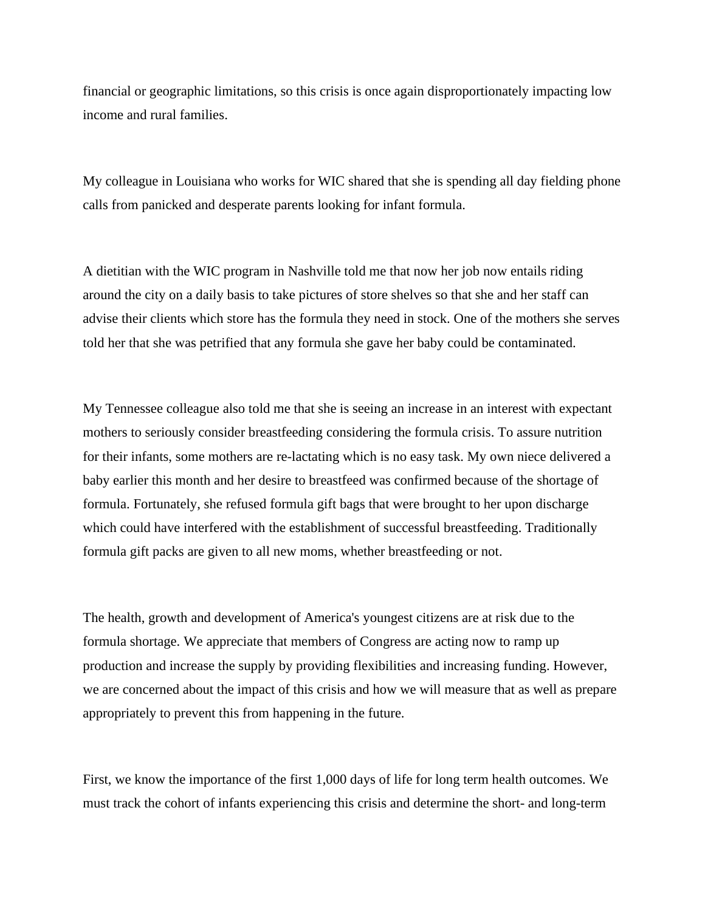financial or geographic limitations, so this crisis is once again disproportionately impacting low income and rural families.

My colleague in Louisiana who works for WIC shared that she is spending all day fielding phone calls from panicked and desperate parents looking for infant formula.

A dietitian with the WIC program in Nashville told me that now her job now entails riding around the city on a daily basis to take pictures of store shelves so that she and her staff can advise their clients which store has the formula they need in stock. One of the mothers she serves told her that she was petrified that any formula she gave her baby could be contaminated.

My Tennessee colleague also told me that she is seeing an increase in an interest with expectant mothers to seriously consider breastfeeding considering the formula crisis. To assure nutrition for their infants, some mothers are re-lactating which is no easy task. My own niece delivered a baby earlier this month and her desire to breastfeed was confirmed because of the shortage of formula. Fortunately, she refused formula gift bags that were brought to her upon discharge which could have interfered with the establishment of successful breastfeeding. Traditionally formula gift packs are given to all new moms, whether breastfeeding or not.

The health, growth and development of America's youngest citizens are at risk due to the formula shortage. We appreciate that members of Congress are acting now to ramp up production and increase the supply by providing flexibilities and increasing funding. However, we are concerned about the impact of this crisis and how we will measure that as well as prepare appropriately to prevent this from happening in the future.

First, we know the importance of the first 1,000 days of life for long term health outcomes. We must track the cohort of infants experiencing this crisis and determine the short- and long-term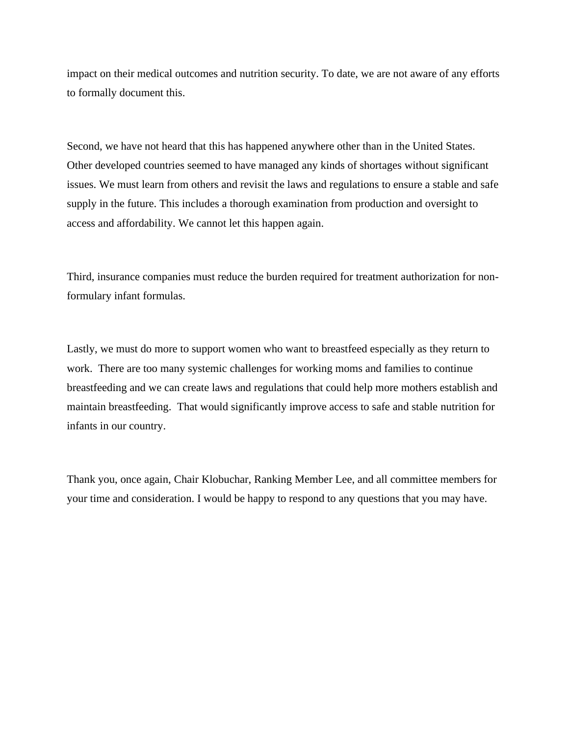impact on their medical outcomes and nutrition security. To date, we are not aware of any efforts to formally document this.

Second, we have not heard that this has happened anywhere other than in the United States. Other developed countries seemed to have managed any kinds of shortages without significant issues. We must learn from others and revisit the laws and regulations to ensure a stable and safe supply in the future. This includes a thorough examination from production and oversight to access and affordability. We cannot let this happen again.

Third, insurance companies must reduce the burden required for treatment authorization for non-formulary infant formulas.

Lastly, we must do more to support women who want to breastfeed especially as they return to work. There are too many systemic challenges for working moms and families to continue breastfeeding and we can create laws and regulations that could help more mothers establish and maintain breastfeeding. That would significantly improve access to safe and stable nutrition for infants in our country.

Thank you, once again, Chair Klobuchar, Ranking Member Lee, and all committee members for your time and consideration. I would be happy to respond to any questions that you may have.